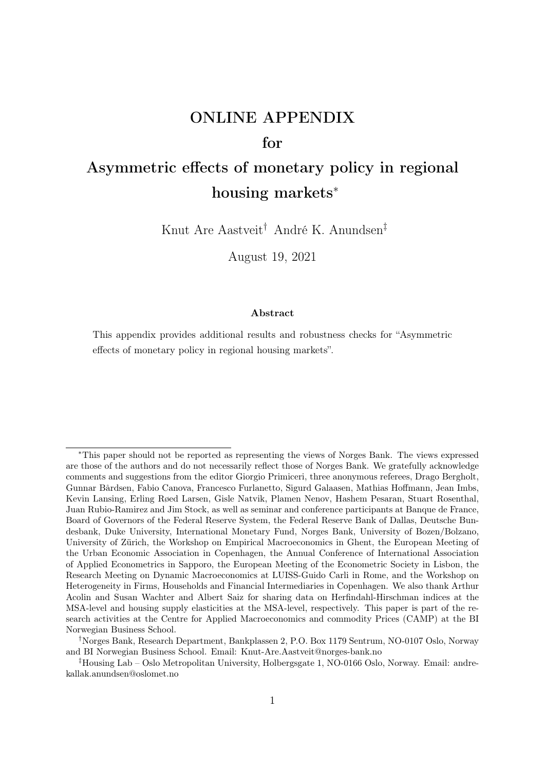# ONLINE APPENDIX
# for
# Asymmetric effects of monetary policy in regional housing markets[*]

Knut Are Aastveit[†] André K. Anundsen[‡]

August 19, 2021

### Abstract

This appendix provides additional results and robustness checks for "Asymmetric effects of monetary policy in regional housing markets".

---

[*]This paper should not be reported as representing the views of Norges Bank. The views expressed are those of the authors and do not necessarily reflect those of Norges Bank. We gratefully acknowledge comments and suggestions from the editor Giorgio Primiceri, three anonymous referees, Drago Bergholt, Gunnar Bårdsen, Fabio Canova, Francesco Furlanetto, Sigurd Galaasen, Mathias Hoffmann, Jean Imbs, Kevin Lansing, Erling Røed Larsen, Gisle Natvik, Plamen Nenov, Hashem Pesaran, Stuart Rosenthal, Juan Rubio-Ramirez and Jim Stock, as well as seminar and conference participants at Banque de France, Board of Governors of the Federal Reserve System, the Federal Reserve Bank of Dallas, Deutsche Bundesbank, Duke University, International Monetary Fund, Norges Bank, University of Bozen/Bolzano, University of Zürich, the Workshop on Empirical Macroeconomics in Ghent, the European Meeting of the Urban Economic Association in Copenhagen, the Annual Conference of International Association of Applied Econometrics in Sapporo, the European Meeting of the Econometric Society in Lisbon, the Research Meeting on Dynamic Macroeconomics at LUISS-Guido Carli in Rome, and the Workshop on Heterogeneity in Firms, Households and Financial Intermediaries in Copenhagen. We also thank Arthur Acolin and Susan Wachter and Albert Saiz for sharing data on Herfindahl-Hirschman indices at the MSA-level and housing supply elasticities at the MSA-level, respectively. This paper is part of the research activities at the Centre for Applied Macroeconomics and commodity Prices (CAMP) at the BI Norwegian Business School.

[†]Norges Bank, Research Department, Bankplassen 2, P.O. Box 1179 Sentrum, NO-0107 Oslo, Norway and BI Norwegian Business School. Email: Knut-Are.Aastveit@norges-bank.no

[‡]Housing Lab – Oslo Metropolitan University, Holbergsgate 1, NO-0166 Oslo, Norway. Email: andre-kallak.anundsen@oslomet.no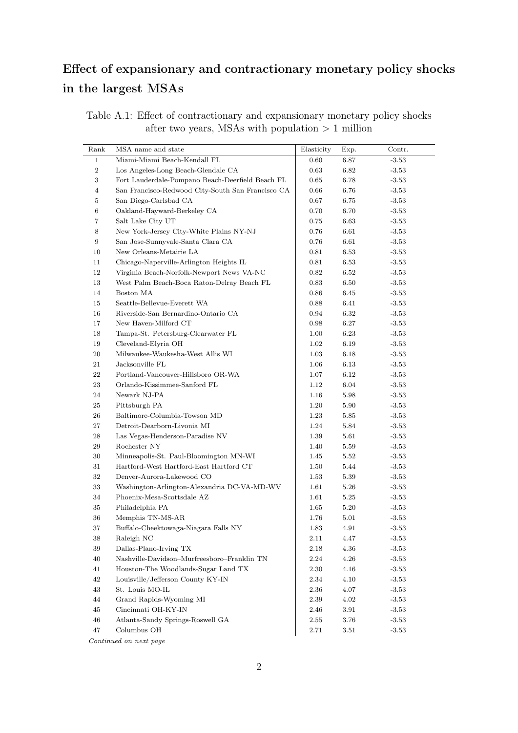## Effect of expansionary and contractionary monetary policy shocks in the largest MSAs

Table A.1: Effect of contractionary and expansionary monetary policy shocks after two years, MSAs with population > 1 million

| Rank | MSA name and state | Elasticity | Exp. | Contr. |
|---|---|---|---|---|
| 1 | Miami-Miami Beach-Kendall FL | 0.60 | 6.87 | -3.53 |
| 2 | Los Angeles-Long Beach-Glendale CA | 0.63 | 6.82 | -3.53 |
| 3 | Fort Lauderdale-Pompano Beach-Deerfield Beach FL | 0.65 | 6.78 | -3.53 |
| 4 | San Francisco-Redwood City-South San Francisco CA | 0.66 | 6.76 | -3.53 |
| 5 | San Diego-Carlsbad CA | 0.67 | 6.75 | -3.53 |
| 6 | Oakland-Hayward-Berkeley CA | 0.70 | 6.70 | -3.53 |
| 7 | Salt Lake City UT | 0.75 | 6.63 | -3.53 |
| 8 | New York-Jersey City-White Plains NY-NJ | 0.76 | 6.61 | -3.53 |
| 9 | San Jose-Sunnyvale-Santa Clara CA | 0.76 | 6.61 | -3.53 |
| 10 | New Orleans-Metairie LA | 0.81 | 6.53 | -3.53 |
| 11 | Chicago-Naperville-Arlington Heights IL | 0.81 | 6.53 | -3.53 |
| 12 | Virginia Beach-Norfolk-Newport News VA-NC | 0.82 | 6.52 | -3.53 |
| 13 | West Palm Beach-Boca Raton-Delray Beach FL | 0.83 | 6.50 | -3.53 |
| 14 | Boston MA | 0.86 | 6.45 | -3.53 |
| 15 | Seattle-Bellevue-Everett WA | 0.88 | 6.41 | -3.53 |
| 16 | Riverside-San Bernardino-Ontario CA | 0.94 | 6.32 | -3.53 |
| 17 | New Haven-Milford CT | 0.98 | 6.27 | -3.53 |
| 18 | Tampa-St. Petersburg-Clearwater FL | 1.00 | 6.23 | -3.53 |
| 19 | Cleveland-Elyria OH | 1.02 | 6.19 | -3.53 |
| 20 | Milwaukee-Waukesha-West Allis WI | 1.03 | 6.18 | -3.53 |
| 21 | Jacksonville FL | 1.06 | 6.13 | -3.53 |
| 22 | Portland-Vancouver-Hillsboro OR-WA | 1.07 | 6.12 | -3.53 |
| 23 | Orlando-Kissimmee-Sanford FL | 1.12 | 6.04 | -3.53 |
| 24 | Newark NJ-PA | 1.16 | 5.98 | -3.53 |
| 25 | Pittsburgh PA | 1.20 | 5.90 | -3.53 |
| 26 | Baltimore-Columbia-Towson MD | 1.23 | 5.85 | -3.53 |
| 27 | Detroit-Dearborn-Livonia MI | 1.24 | 5.84 | -3.53 |
| 28 | Las Vegas-Henderson-Paradise NV | 1.39 | 5.61 | -3.53 |
| 29 | Rochester NY | 1.40 | 5.59 | -3.53 |
| 30 | Minneapolis-St. Paul-Bloomington MN-WI | 1.45 | 5.52 | -3.53 |
| 31 | Hartford-West Hartford-East Hartford CT | 1.50 | 5.44 | -3.53 |
| 32 | Denver-Aurora-Lakewood CO | 1.53 | 5.39 | -3.53 |
| 33 | Washington-Arlington-Alexandria DC-VA-MD-WV | 1.61 | 5.26 | -3.53 |
| 34 | Phoenix-Mesa-Scottsdale AZ | 1.61 | 5.25 | -3.53 |
| 35 | Philadelphia PA | 1.65 | 5.20 | -3.53 |
| 36 | Memphis TN-MS-AR | 1.76 | 5.01 | -3.53 |
| 37 | Buffalo-Cheektowaga-Niagara Falls NY | 1.83 | 4.91 | -3.53 |
| 38 | Raleigh NC | 2.11 | 4.47 | -3.53 |
| 39 | Dallas-Plano-Irving TX | 2.18 | 4.36 | -3.53 |
| 40 | Nashville-Davidson–Murfreesboro–Franklin TN | 2.24 | 4.26 | -3.53 |
| 41 | Houston-The Woodlands-Sugar Land TX | 2.30 | 4.16 | -3.53 |
| 42 | Louisville/Jefferson County KY-IN | 2.34 | 4.10 | -3.53 |
| 43 | St. Louis MO-IL | 2.36 | 4.07 | -3.53 |
| 44 | Grand Rapids-Wyoming MI | 2.39 | 4.02 | -3.53 |
| 45 | Cincinnati OH-KY-IN | 2.46 | 3.91 | -3.53 |
| 46 | Atlanta-Sandy Springs-Roswell GA | 2.55 | 3.76 | -3.53 |
| 47 | Columbus OH | 2.71 | 3.51 | -3.53 |

*Continued on next page*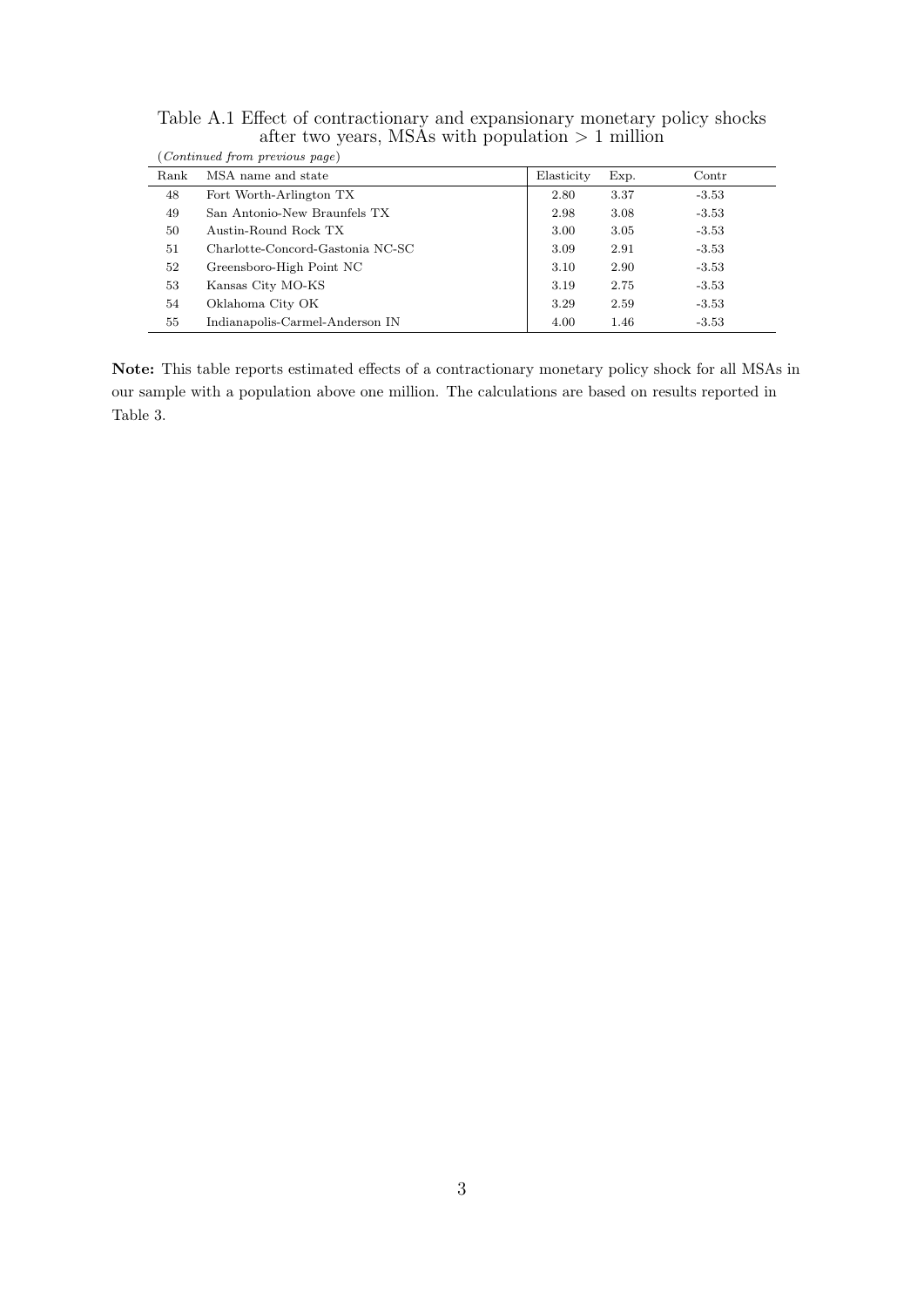Table A.1 Effect of contractionary and expansionary monetary policy shocks after two years, MSAs with population $> 1$ million

(*Continued from previous page*)

| Rank | MSA name and state | Elasticity | Exp. | Contr |
|---|---|---|---|---|
| 48 | Fort Worth-Arlington TX | 2.80 | 3.37 | -3.53 |
| 49 | San Antonio-New Braunfels TX | 2.98 | 3.08 | -3.53 |
| 50 | Austin-Round Rock TX | 3.00 | 3.05 | -3.53 |
| 51 | Charlotte-Concord-Gastonia NC-SC | 3.09 | 2.91 | -3.53 |
| 52 | Greensboro-High Point NC | 3.10 | 2.90 | -3.53 |
| 53 | Kansas City MO-KS | 3.19 | 2.75 | -3.53 |
| 54 | Oklahoma City OK | 3.29 | 2.59 | -3.53 |
| 55 | Indianapolis-Carmel-Anderson IN | 4.00 | 1.46 | -3.53 |

**Note:** This table reports estimated effects of a contractionary monetary policy shock for all MSAs in our sample with a population above one million. The calculations are based on results reported in Table 3.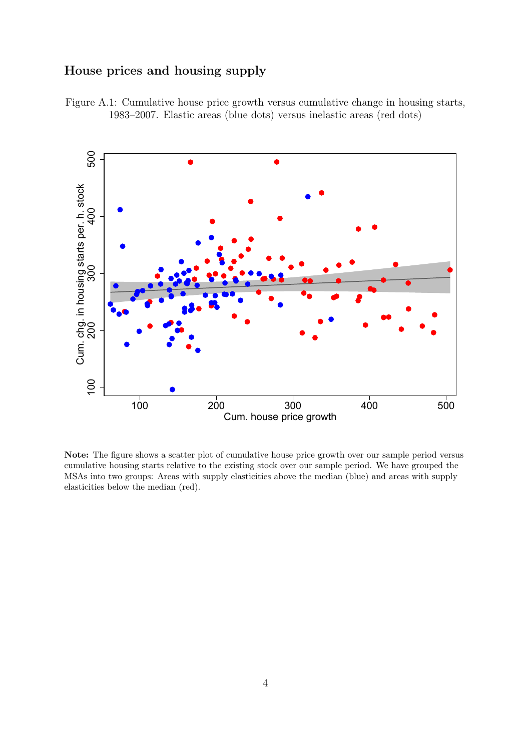### House prices and housing supply

Figure A.1: Cumulative house price growth versus cumulative change in housing starts, 1983–2007. Elastic areas (blue dots) versus inelastic areas (red dots)

**Note:** The figure shows a scatter plot of cumulative house price growth over our sample period versus cumulative housing starts relative to the existing stock over our sample period. We have grouped the MSAs into two groups: Areas with supply elasticities above the median (blue) and areas with supply elasticities below the median (red).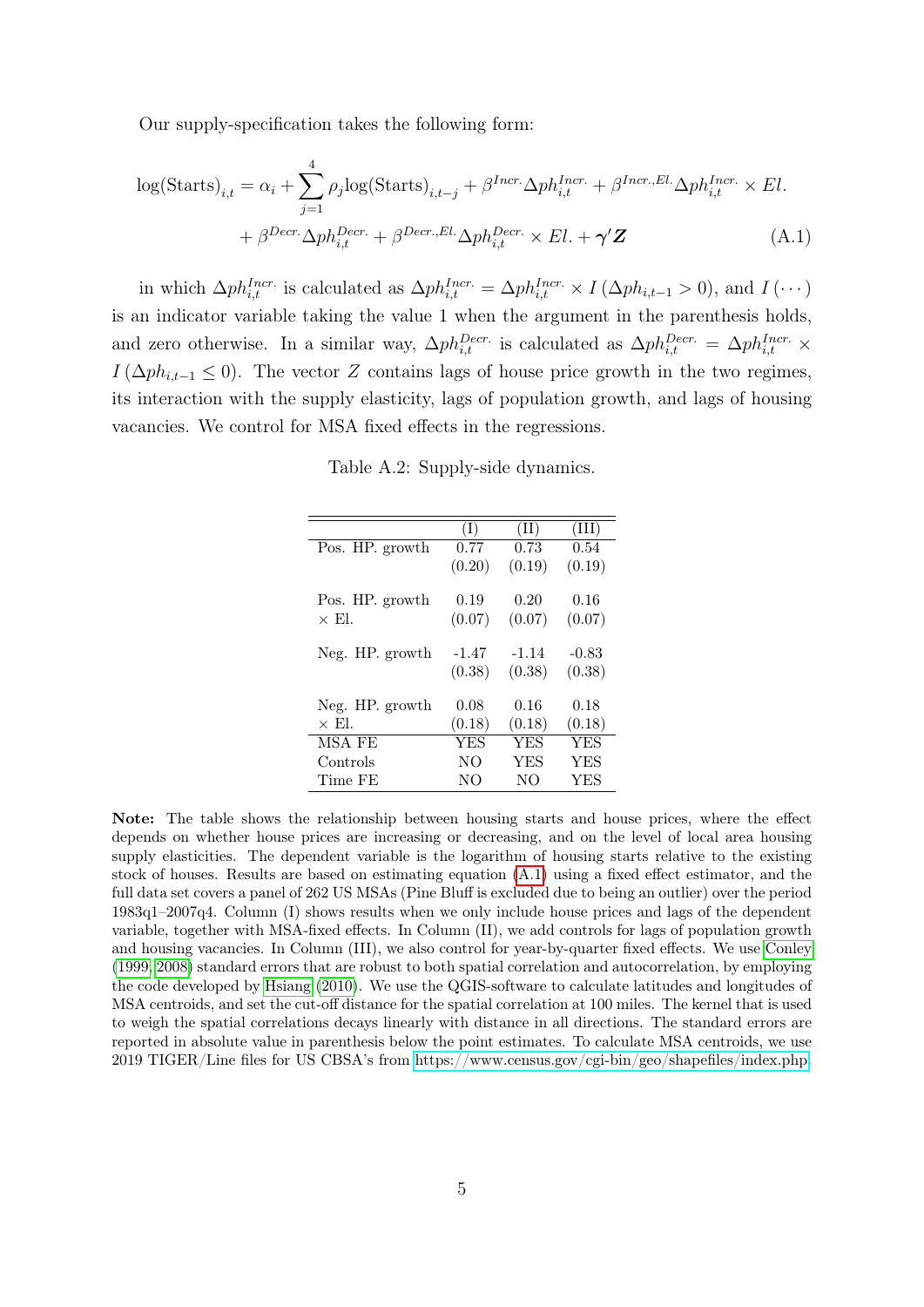Our supply-specification takes the following form:

$$
\begin{aligned}
\log(\text{Starts})_{i,t} = \alpha_i + \sum_{j=1}^{4} \rho_j \log(\text{Starts})_{i,t-j} + \beta^{Incr.} \Delta ph_{i,t}^{Incr.} + \beta^{Incr.,El.} \Delta ph_{i,t}^{Incr.} \times El. \\
+ \beta^{Decr.} \Delta ph_{i,t}^{Decr.} + \beta^{Decr.,El.} \Delta ph_{i,t}^{Decr.} \times El. + \boldsymbol{\gamma}' \boldsymbol{Z} \qquad \text{(A.1)}
\end{aligned}
$$

in which $\Delta ph_{i,t}^{Incr.}$ is calculated as $\Delta ph_{i,t}^{Incr.} = \Delta ph_{i,t}^{Incr.} \times I\left(\Delta ph_{i,t-1} > 0\right)$, and $I\left(\cdots\right)$ is an indicator variable taking the value 1 when the argument in the parenthesis holds, and zero otherwise. In a similar way, $\Delta ph_{i,t}^{Decr.}$ is calculated as $\Delta ph_{i,t}^{Decr.} = \Delta ph_{i,t}^{Incr.} \times I\left(\Delta ph_{i,t-1} \leq 0\right)$. The vector $Z$ contains lags of house price growth in the two regimes, its interaction with the supply elasticity, lags of population growth, and lags of housing vacancies. We control for MSA fixed effects in the regressions.

Table A.2: Supply-side dynamics.

| | (I) | (II) | (III) |
|---|---|---|---|
| Pos. HP. growth | 0.77 | 0.73 | 0.54 |
| | (0.20) | (0.19) | (0.19) |
| Pos. HP. growth × El. | 0.19 | 0.20 | 0.16 |
| | (0.07) | (0.07) | (0.07) |
| Neg. HP. growth | -1.47 | -1.14 | -0.83 |
| | (0.38) | (0.38) | (0.38) |
| Neg. HP. growth × El. | 0.08 | 0.16 | 0.18 |
| | (0.18) | (0.18) | (0.18) |
| MSA FE | YES | YES | YES |
| Controls | NO | YES | YES |
| Time FE | NO | NO | YES |

**Note:** The table shows the relationship between housing starts and house prices, where the effect depends on whether house prices are increasing or decreasing, and on the level of local area housing supply elasticities. The dependent variable is the logarithm of housing starts relative to the existing stock of houses. Results are based on estimating equation (A.1) using a fixed effect estimator, and the full data set covers a panel of 262 US MSAs (Pine Bluff is excluded due to being an outlier) over the period 1983q1–2007q4. Column (I) shows results when we only include house prices and lags of the dependent variable, together with MSA-fixed effects. In Column (II), we add controls for lags of population growth and housing vacancies. In Column (III), we also control for year-by-quarter fixed effects. We use Conley (1999, 2008) standard errors that are robust to both spatial correlation and autocorrelation, by employing the code developed by Hsiang (2010). We use the QGIS-software to calculate latitudes and longitudes of MSA centroids, and set the cut-off distance for the spatial correlation at 100 miles. The kernel that is used to weigh the spatial correlations decays linearly with distance in all directions. The standard errors are reported in absolute value in parenthesis below the point estimates. To calculate MSA centroids, we use 2019 TIGER/Line files for US CBSA's from https://www.census.gov/cgi-bin/geo/shapefiles/index.php.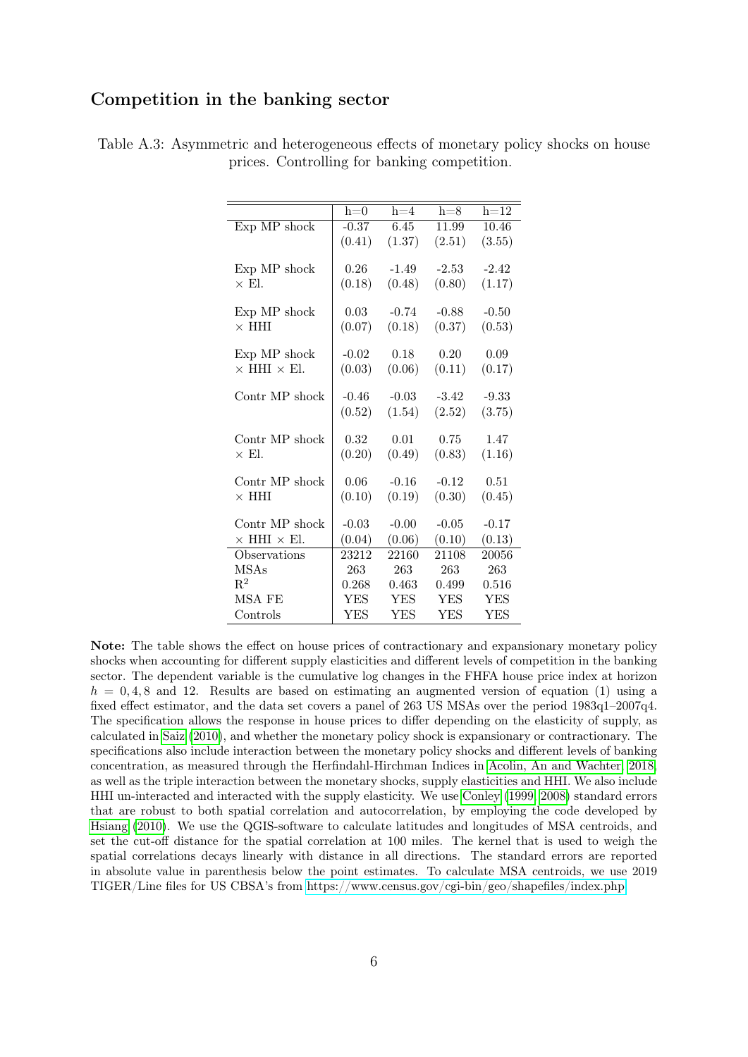## Competition in the banking sector

Table A.3: Asymmetric and heterogeneous effects of monetary policy shocks on house prices. Controlling for banking competition.

| | h=0 | h=4 | h=8 | h=12 |
|---|---|---|---|---|
| Exp MP shock | -0.37 | 6.45 | 11.99 | 10.46 |
| | (0.41) | (1.37) | (2.51) | (3.55) |
| Exp MP shock × El. | 0.26 | -1.49 | -2.53 | -2.42 |
| | (0.18) | (0.48) | (0.80) | (1.17) |
| Exp MP shock × HHI | 0.03 | -0.74 | -0.88 | -0.50 |
| | (0.07) | (0.18) | (0.37) | (0.53) |
| Exp MP shock × HHI × El. | -0.02 | 0.18 | 0.20 | 0.09 |
| | (0.03) | (0.06) | (0.11) | (0.17) |
| Contr MP shock | -0.46 | -0.03 | -3.42 | -9.33 |
| | (0.52) | (1.54) | (2.52) | (3.75) |
| Contr MP shock × El. | 0.32 | 0.01 | 0.75 | 1.47 |
| | (0.20) | (0.49) | (0.83) | (1.16) |
| Contr MP shock × HHI | 0.06 | -0.16 | -0.12 | 0.51 |
| | (0.10) | (0.19) | (0.30) | (0.45) |
| Contr MP shock × HHI × El. | -0.03 | -0.00 | -0.05 | -0.17 |
| | (0.04) | (0.06) | (0.10) | (0.13) |
| Observations | 23212 | 22160 | 21108 | 20056 |
| MSAs | 263 | 263 | 263 | 263 |
| $R^2$ | 0.268 | 0.463 | 0.499 | 0.516 |
| MSA FE | YES | YES | YES | YES |
| Controls | YES | YES | YES | YES |

**Note:** The table shows the effect on house prices of contractionary and expansionary monetary policy shocks when accounting for different supply elasticities and different levels of competition in the banking sector. The dependent variable is the cumulative log changes in the FHFA house price index at horizon $h = 0, 4, 8$ and 12. Results are based on estimating an augmented version of equation (1) using a fixed effect estimator, and the data set covers a panel of 263 US MSAs over the period 1983q1–2007q4. The specification allows the response in house prices to differ depending on the elasticity of supply, as calculated in Saiz (2010), and whether the monetary policy shock is expansionary or contractionary. The specifications also include interaction between the monetary policy shocks and different levels of banking concentration, as measured through the Herfindahl-Hirchman Indices in Acolin, An and Wachter, 2018, as well as the triple interaction between the monetary shocks, supply elasticities and HHI. We also include HHI un-interacted and interacted with the supply elasticity. We use Conley (1999, 2008) standard errors that are robust to both spatial correlation and autocorrelation, by employing the code developed by Hsiang (2010). We use the QGIS-software to calculate latitudes and longitudes of MSA centroids, and set the cut-off distance for the spatial correlation at 100 miles. The kernel that is used to weigh the spatial correlations decays linearly with distance in all directions. The standard errors are reported in absolute value in parenthesis below the point estimates. To calculate MSA centroids, we use 2019 TIGER/Line files for US CBSA's from https://www.census.gov/cgi-bin/geo/shapefiles/index.php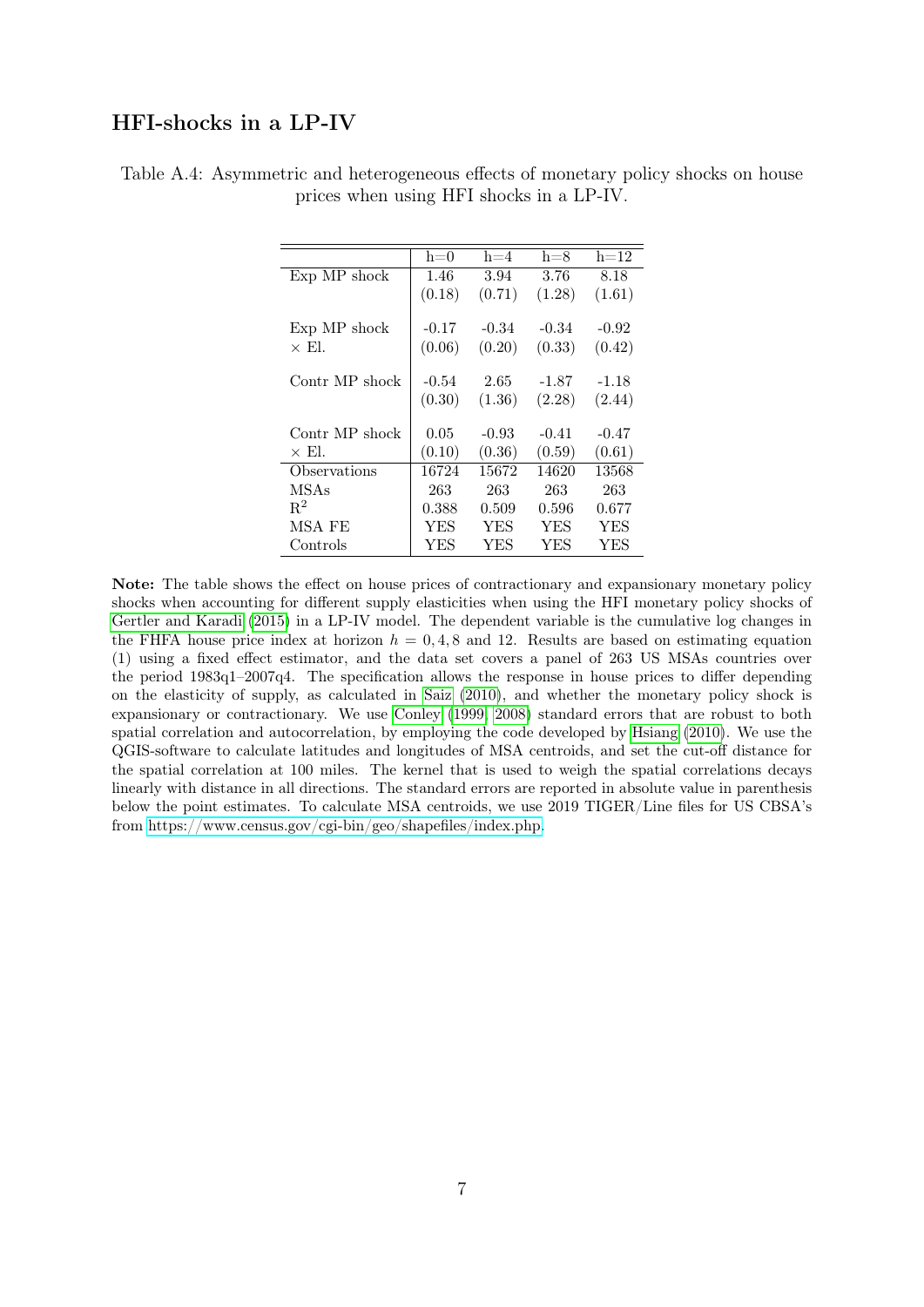### HFI-shocks in a LP-IV

Table A.4: Asymmetric and heterogeneous effects of monetary policy shocks on house prices when using HFI shocks in a LP-IV.

| | h=0 | h=4 | h=8 | h=12 |
|---|---|---|---|---|
| Exp MP shock | 1.46 | 3.94 | 3.76 | 8.18 |
| | (0.18) | (0.71) | (1.28) | (1.61) |
| Exp MP shock | -0.17 | -0.34 | -0.34 | -0.92 |
| × El. | (0.06) | (0.20) | (0.33) | (0.42) |
| Contr MP shock | -0.54 | 2.65 | -1.87 | -1.18 |
| | (0.30) | (1.36) | (2.28) | (2.44) |
| Contr MP shock | 0.05 | -0.93 | -0.41 | -0.47 |
| × El. | (0.10) | (0.36) | (0.59) | (0.61) |
| Observations | 16724 | 15672 | 14620 | 13568 |
| MSAs | 263 | 263 | 263 | 263 |
| $R^2$ | 0.388 | 0.509 | 0.596 | 0.677 |
| MSA FE | YES | YES | YES | YES |
| Controls | YES | YES | YES | YES |

**Note:** The table shows the effect on house prices of contractionary and expansionary monetary policy shocks when accounting for different supply elasticities when using the HFI monetary policy shocks of Gertler and Karadi (2015) in a LP-IV model. The dependent variable is the cumulative log changes in the FHFA house price index at horizon $h = 0, 4, 8$ and 12. Results are based on estimating equation (1) using a fixed effect estimator, and the data set covers a panel of 263 US MSAs countries over the period 1983q1–2007q4. The specification allows the response in house prices to differ depending on the elasticity of supply, as calculated in Saiz (2010), and whether the monetary policy shock is expansionary or contractionary. We use Conley (1999, 2008) standard errors that are robust to both spatial correlation and autocorrelation, by employing the code developed by Hsiang (2010). We use the QGIS-software to calculate latitudes and longitudes of MSA centroids, and set the cut-off distance for the spatial correlation at 100 miles. The kernel that is used to weigh the spatial correlations decays linearly with distance in all directions. The standard errors are reported in absolute value in parenthesis below the point estimates. To calculate MSA centroids, we use 2019 TIGER/Line files for US CBSA's from https://www.census.gov/cgi-bin/geo/shapefiles/index.php.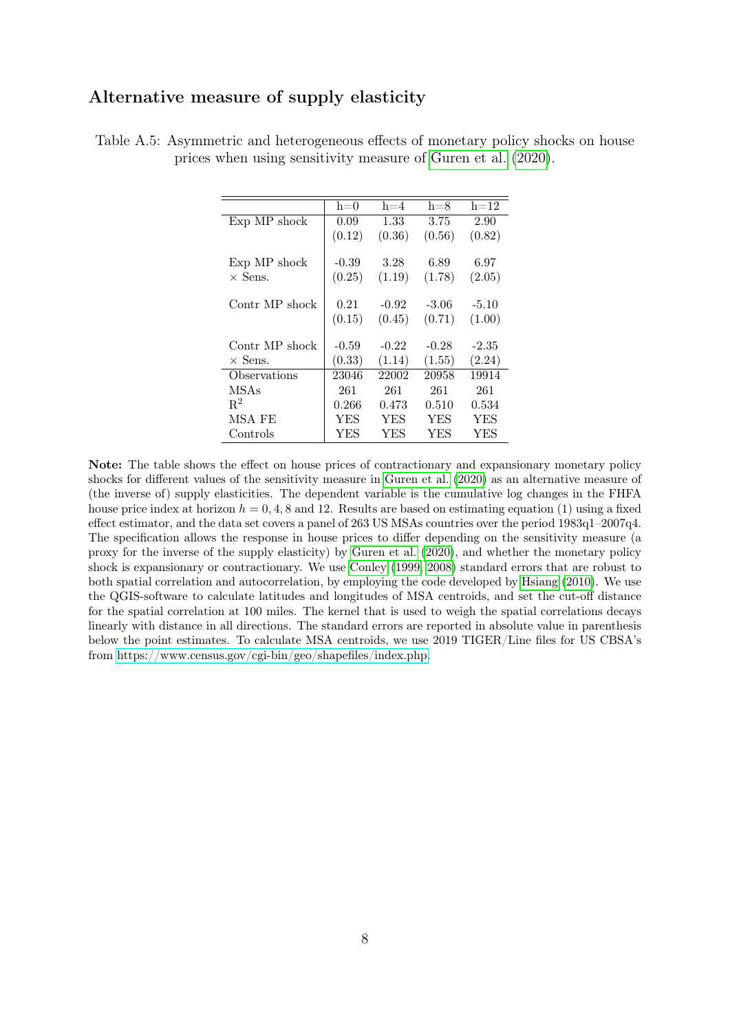## Alternative measure of supply elasticity

Table A.5: Asymmetric and heterogeneous effects of monetary policy shocks on house prices when using sensitivity measure of Guren et al. (2020).

| | h=0 | h=4 | h=8 | h=12 |
|---|---|---|---|---|
| Exp MP shock | 0.09 | 1.33 | 3.75 | 2.90 |
| | (0.12) | (0.36) | (0.56) | (0.82) |
| Exp MP shock × Sens. | -0.39 | 3.28 | 6.89 | 6.97 |
| | (0.25) | (1.19) | (1.78) | (2.05) |
| Contr MP shock | 0.21 | -0.92 | -3.06 | -5.10 |
| | (0.15) | (0.45) | (0.71) | (1.00) |
| Contr MP shock × Sens. | -0.59 | -0.22 | -0.28 | -2.35 |
| | (0.33) | (1.14) | (1.55) | (2.24) |
| Observations | 23046 | 22002 | 20958 | 19914 |
| MSAs | 261 | 261 | 261 | 261 |
| $R^2$ | 0.266 | 0.473 | 0.510 | 0.534 |
| MSA FE | YES | YES | YES | YES |
| Controls | YES | YES | YES | YES |

**Note:** The table shows the effect on house prices of contractionary and expansionary monetary policy shocks for different values of the sensitivity measure in Guren et al. (2020) as an alternative measure of (the inverse of) supply elasticities. The dependent variable is the cumulative log changes in the FHFA house price index at horizon $h = 0, 4, 8$ and 12. Results are based on estimating equation (1) using a fixed effect estimator, and the data set covers a panel of 263 US MSAs countries over the period 1983q1–2007q4. The specification allows the response in house prices to differ depending on the sensitivity measure (a proxy for the inverse of the supply elasticity) by Guren et al. (2020), and whether the monetary policy shock is expansionary or contractionary. We use Conley (1999, 2008) standard errors that are robust to both spatial correlation and autocorrelation, by employing the code developed by Hsiang (2010). We use the QGIS-software to calculate latitudes and longitudes of MSA centroids, and set the cut-off distance for the spatial correlation at 100 miles. The kernel that is used to weigh the spatial correlations decays linearly with distance in all directions. The standard errors are reported in absolute value in parenthesis below the point estimates. To calculate MSA centroids, we use 2019 TIGER/Line files for US CBSA's from https://www.census.gov/cgi-bin/geo/shapefiles/index.php.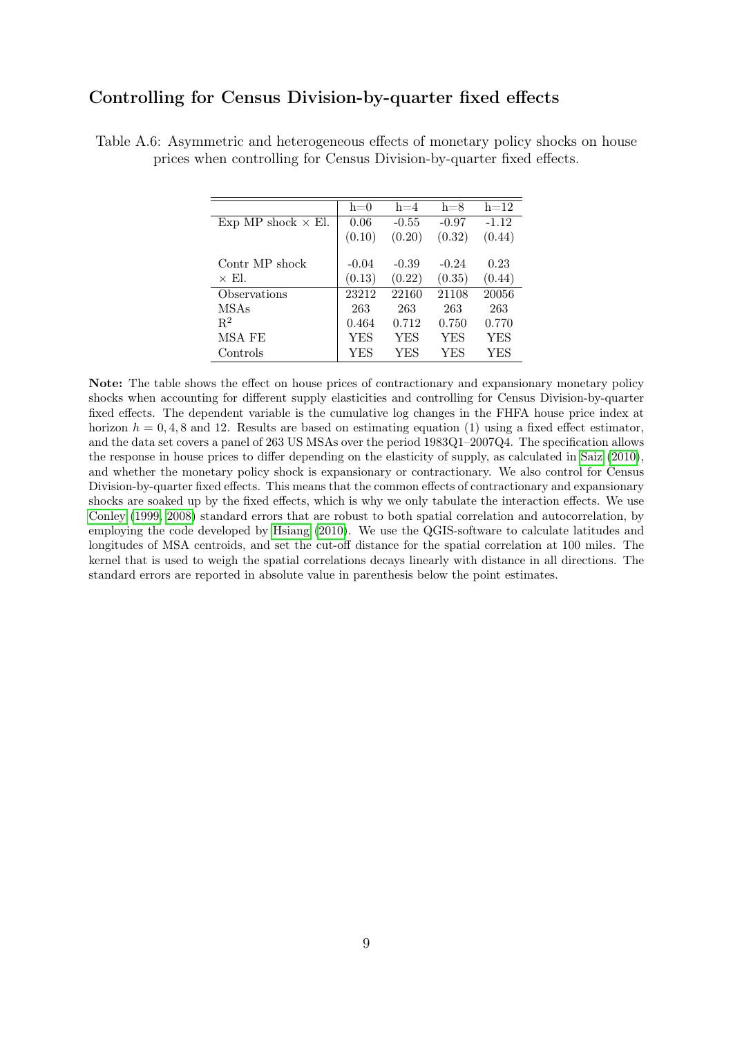### Controlling for Census Division-by-quarter fixed effects

Table A.6: Asymmetric and heterogeneous effects of monetary policy shocks on house prices when controlling for Census Division-by-quarter fixed effects.

| | h=0 | h=4 | h=8 | h=12 |
|---|---|---|---|---|
| Exp MP shock × El. | 0.06 | -0.55 | -0.97 | -1.12 |
| | (0.10) | (0.20) | (0.32) | (0.44) |
| Contr MP shock | -0.04 | -0.39 | -0.24 | 0.23 |
| × El. | (0.13) | (0.22) | (0.35) | (0.44) |
| Observations | 23212 | 22160 | 21108 | 20056 |
| MSAs | 263 | 263 | 263 | 263 |
| $R^2$ | 0.464 | 0.712 | 0.750 | 0.770 |
| MSA FE | YES | YES | YES | YES |
| Controls | YES | YES | YES | YES |

**Note:** The table shows the effect on house prices of contractionary and expansionary monetary policy shocks when accounting for different supply elasticities and controlling for Census Division-by-quarter fixed effects. The dependent variable is the cumulative log changes in the FHFA house price index at horizon $h = 0, 4, 8$ and 12. Results are based on estimating equation (1) using a fixed effect estimator, and the data set covers a panel of 263 US MSAs over the period 1983Q1–2007Q4. The specification allows the response in house prices to differ depending on the elasticity of supply, as calculated in Saiz (2010), and whether the monetary policy shock is expansionary or contractionary. We also control for Census Division-by-quarter fixed effects. This means that the common effects of contractionary and expansionary shocks are soaked up by the fixed effects, which is why we only tabulate the interaction effects. We use Conley (1999, 2008) standard errors that are robust to both spatial correlation and autocorrelation, by employing the code developed by Hsiang (2010). We use the QGIS-software to calculate latitudes and longitudes of MSA centroids, and set the cut-off distance for the spatial correlation at 100 miles. The kernel that is used to weigh the spatial correlations decays linearly with distance in all directions. The standard errors are reported in absolute value in parenthesis below the point estimates.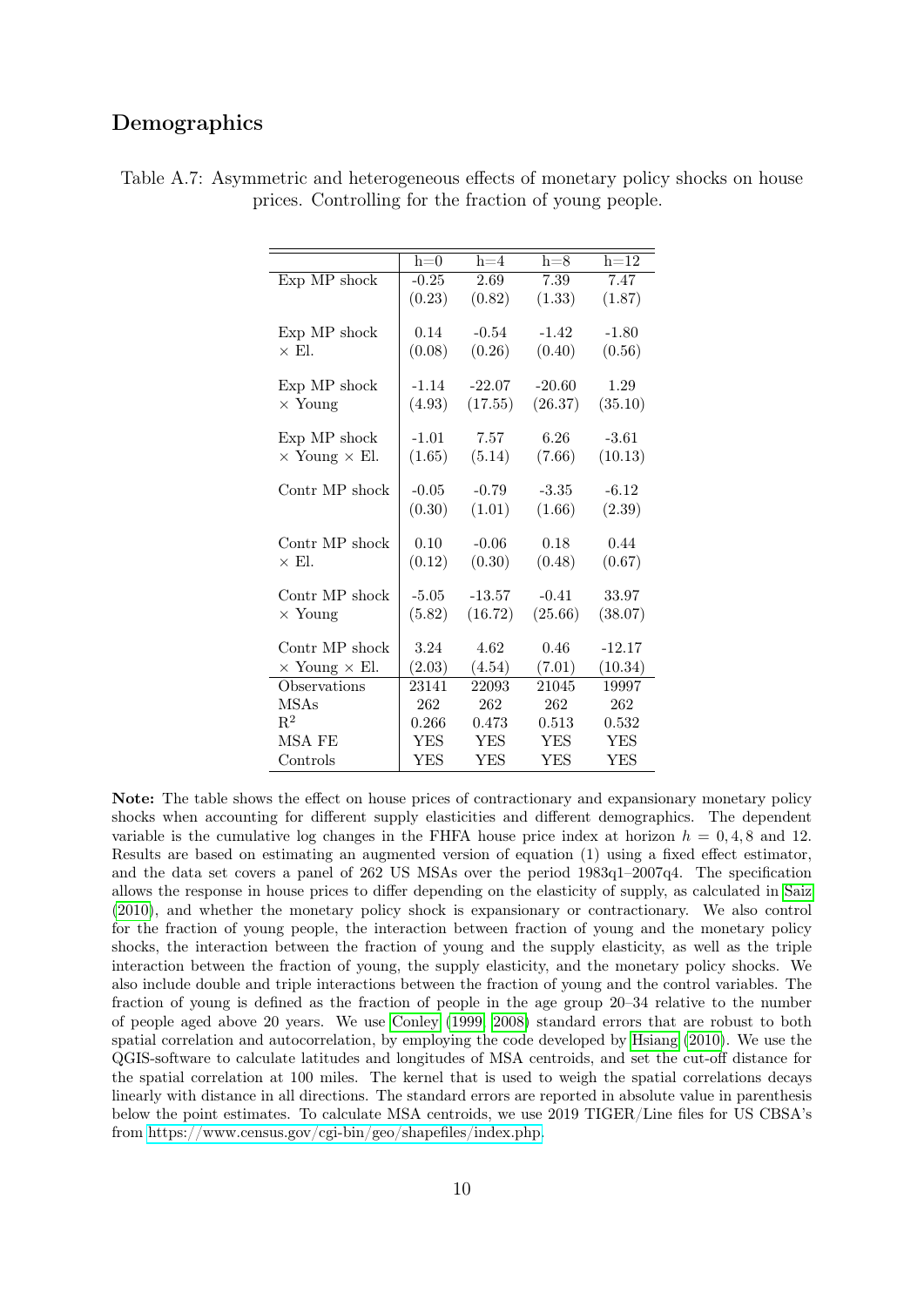## Demographics

Table A.7: Asymmetric and heterogeneous effects of monetary policy shocks on house prices. Controlling for the fraction of young people.

| | h=0 | h=4 | h=8 | h=12 |
|---|---|---|---|---|
| Exp MP shock | -0.25 | 2.69 | 7.39 | 7.47 |
| | (0.23) | (0.82) | (1.33) | (1.87) |
| Exp MP shock × El. | 0.14 | -0.54 | -1.42 | -1.80 |
| | (0.08) | (0.26) | (0.40) | (0.56) |
| Exp MP shock × Young | -1.14 | -22.07 | -20.60 | 1.29 |
| | (4.93) | (17.55) | (26.37) | (35.10) |
| Exp MP shock × Young × El. | -1.01 | 7.57 | 6.26 | -3.61 |
| | (1.65) | (5.14) | (7.66) | (10.13) |
| Contr MP shock | -0.05 | -0.79 | -3.35 | -6.12 |
| | (0.30) | (1.01) | (1.66) | (2.39) |
| Contr MP shock × El. | 0.10 | -0.06 | 0.18 | 0.44 |
| | (0.12) | (0.30) | (0.48) | (0.67) |
| Contr MP shock × Young | -5.05 | -13.57 | -0.41 | 33.97 |
| | (5.82) | (16.72) | (25.66) | (38.07) |
| Contr MP shock × Young × El. | 3.24 | 4.62 | 0.46 | -12.17 |
| | (2.03) | (4.54) | (7.01) | (10.34) |
| Observations | 23141 | 22093 | 21045 | 19997 |
| MSAs | 262 | 262 | 262 | 262 |
| $R^2$ | 0.266 | 0.473 | 0.513 | 0.532 |
| MSA FE | YES | YES | YES | YES |
| Controls | YES | YES | YES | YES |

**Note:** The table shows the effect on house prices of contractionary and expansionary monetary policy shocks when accounting for different supply elasticities and different demographics. The dependent variable is the cumulative log changes in the FHFA house price index at horizon $h = 0, 4, 8$ and 12. Results are based on estimating an augmented version of equation (1) using a fixed effect estimator, and the data set covers a panel of 262 US MSAs over the period 1983q1–2007q4. The specification allows the response in house prices to differ depending on the elasticity of supply, as calculated in Saiz (2010), and whether the monetary policy shock is expansionary or contractionary. We also control for the fraction of young people, the interaction between fraction of young and the monetary policy shocks, the interaction between the fraction of young and the supply elasticity, as well as the triple interaction between the fraction of young, the supply elasticity, and the monetary policy shocks. We also include double and triple interactions between the fraction of young and the control variables. The fraction of young is defined as the fraction of people in the age group 20–34 relative to the number of people aged above 20 years. We use Conley (1999, 2008) standard errors that are robust to both spatial correlation and autocorrelation, by employing the code developed by Hsiang (2010). We use the QGIS-software to calculate latitudes and longitudes of MSA centroids, and set the cut-off distance for the spatial correlation at 100 miles. The kernel that is used to weigh the spatial correlations decays linearly with distance in all directions. The standard errors are reported in absolute value in parenthesis below the point estimates. To calculate MSA centroids, we use 2019 TIGER/Line files for US CBSA's from https://www.census.gov/cgi-bin/geo/shapefiles/index.php.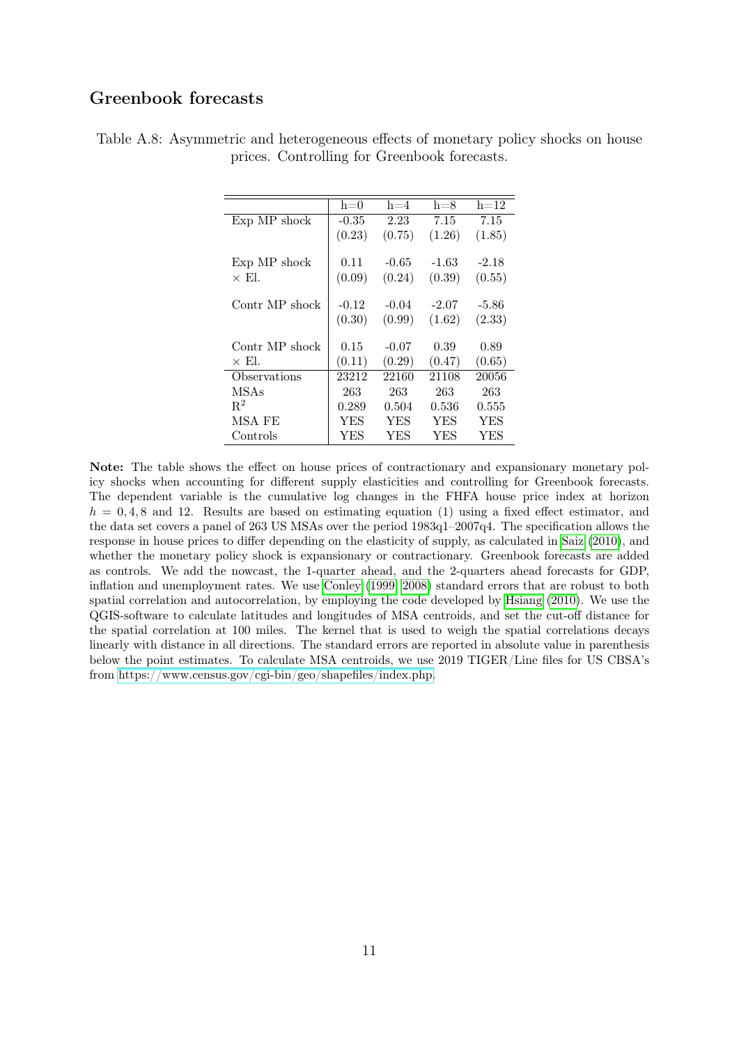## Greenbook forecasts

Table A.8: Asymmetric and heterogeneous effects of monetary policy shocks on house prices. Controlling for Greenbook forecasts.

| | h=0 | h=4 | h=8 | h=12 |
|---|---|---|---|---|
| Exp MP shock | -0.35 | 2.23 | 7.15 | 7.15 |
| | (0.23) | (0.75) | (1.26) | (1.85) |
| Exp MP shock × El. | 0.11 | -0.65 | -1.63 | -2.18 |
| | (0.09) | (0.24) | (0.39) | (0.55) |
| Contr MP shock | -0.12 | -0.04 | -2.07 | -5.86 |
| | (0.30) | (0.99) | (1.62) | (2.33) |
| Contr MP shock × El. | 0.15 | -0.07 | 0.39 | 0.89 |
| | (0.11) | (0.29) | (0.47) | (0.65) |
| Observations | 23212 | 22160 | 21108 | 20056 |
| MSAs | 263 | 263 | 263 | 263 |
| $R^2$ | 0.289 | 0.504 | 0.536 | 0.555 |
| MSA FE | YES | YES | YES | YES |
| Controls | YES | YES | YES | YES |

**Note:** The table shows the effect on house prices of contractionary and expansionary monetary policy shocks when accounting for different supply elasticities and controlling for Greenbook forecasts. The dependent variable is the cumulative log changes in the FHFA house price index at horizon $h = 0, 4, 8$ and 12. Results are based on estimating equation (1) using a fixed effect estimator, and the data set covers a panel of 263 US MSAs over the period 1983q1–2007q4. The specification allows the response in house prices to differ depending on the elasticity of supply, as calculated in Saiz (2010), and whether the monetary policy shock is expansionary or contractionary. Greenbook forecasts are added as controls. We add the nowcast, the 1-quarter ahead, and the 2-quarters ahead forecasts for GDP, inflation and unemployment rates. We use Conley (1999, 2008) standard errors that are robust to both spatial correlation and autocorrelation, by employing the code developed by Hsiang (2010). We use the QGIS-software to calculate latitudes and longitudes of MSA centroids, and set the cut-off distance for the spatial correlation at 100 miles. The kernel that is used to weigh the spatial correlations decays linearly with distance in all directions. The standard errors are reported in absolute value in parenthesis below the point estimates. To calculate MSA centroids, we use 2019 TIGER/Line files for US CBSA's from https://www.census.gov/cgi-bin/geo/shapefiles/index.php.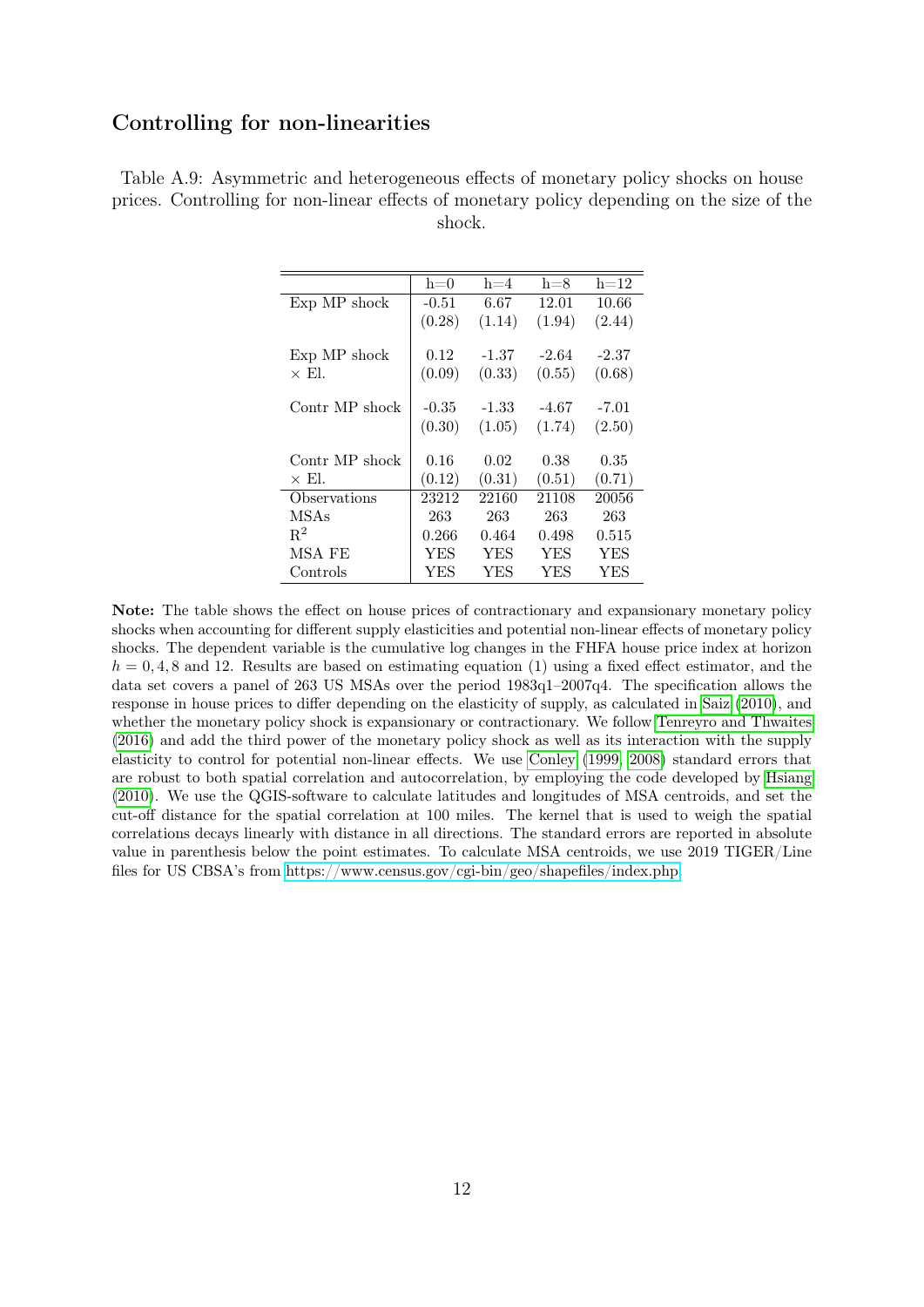### Controlling for non-linearities

Table A.9: Asymmetric and heterogeneous effects of monetary policy shocks on house prices. Controlling for non-linear effects of monetary policy depending on the size of the shock.

| | h=0 | h=4 | h=8 | h=12 |
|---|---|---|---|---|
| Exp MP shock | -0.51 | 6.67 | 12.01 | 10.66 |
| | (0.28) | (1.14) | (1.94) | (2.44) |
| Exp MP shock × El. | 0.12 | -1.37 | -2.64 | -2.37 |
| | (0.09) | (0.33) | (0.55) | (0.68) |
| Contr MP shock | -0.35 | -1.33 | -4.67 | -7.01 |
| | (0.30) | (1.05) | (1.74) | (2.50) |
| Contr MP shock × El. | 0.16 | 0.02 | 0.38 | 0.35 |
| | (0.12) | (0.31) | (0.51) | (0.71) |
| Observations | 23212 | 22160 | 21108 | 20056 |
| MSAs | 263 | 263 | 263 | 263 |
| $R^2$ | 0.266 | 0.464 | 0.498 | 0.515 |
| MSA FE | YES | YES | YES | YES |
| Controls | YES | YES | YES | YES |

**Note:** The table shows the effect on house prices of contractionary and expansionary monetary policy shocks when accounting for different supply elasticities and potential non-linear effects of monetary policy shocks. The dependent variable is the cumulative log changes in the FHFA house price index at horizon $h = 0, 4, 8$ and 12. Results are based on estimating equation (1) using a fixed effect estimator, and the data set covers a panel of 263 US MSAs over the period 1983q1–2007q4. The specification allows the response in house prices to differ depending on the elasticity of supply, as calculated in Saiz (2010), and whether the monetary policy shock is expansionary or contractionary. We follow Tenreyro and Thwaites (2016) and add the third power of the monetary policy shock as well as its interaction with the supply elasticity to control for potential non-linear effects. We use Conley (1999, 2008) standard errors that are robust to both spatial correlation and autocorrelation, by employing the code developed by Hsiang (2010). We use the QGIS-software to calculate latitudes and longitudes of MSA centroids, and set the cut-off distance for the spatial correlation at 100 miles. The kernel that is used to weigh the spatial correlations decays linearly with distance in all directions. The standard errors are reported in absolute value in parenthesis below the point estimates. To calculate MSA centroids, we use 2019 TIGER/Line files for US CBSA's from https://www.census.gov/cgi-bin/geo/shapefiles/index.php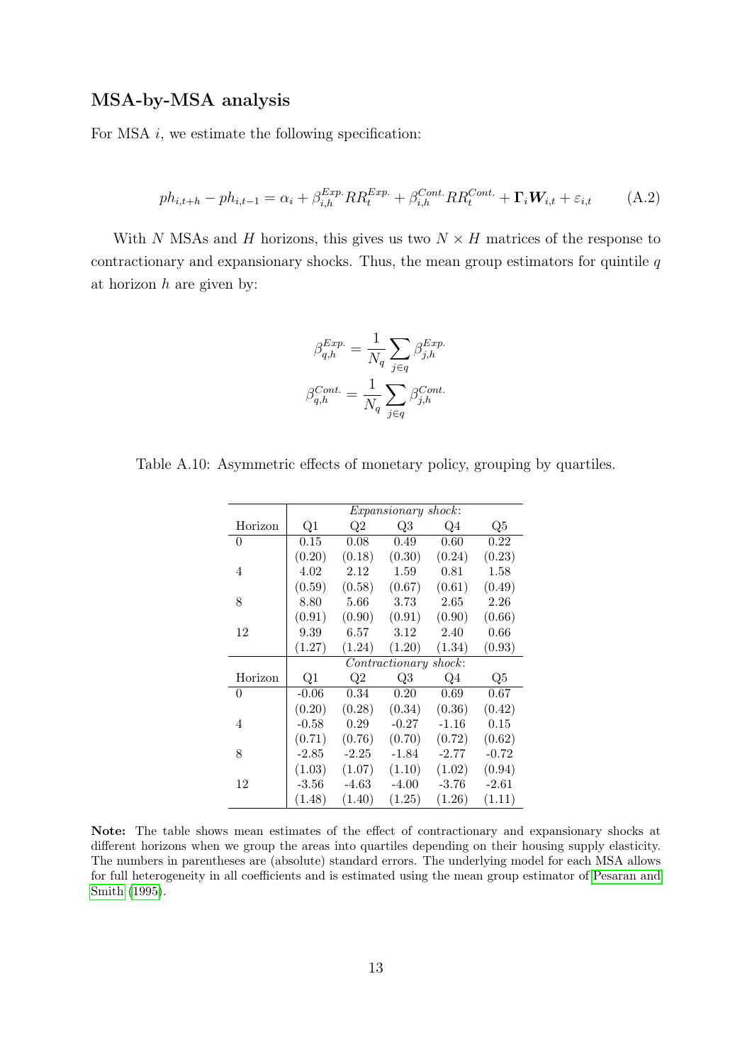### MSA-by-MSA analysis

For MSA $i$, we estimate the following specification:

$$ph_{i,t+h} - ph_{i,t-1} = \alpha_i + \beta_{i,h}^{Exp.} RR_t^{Exp.} + \beta_{i,h}^{Cont.} RR_t^{Cont.} + \mathbf{\Gamma}_i \boldsymbol{W}_{i,t} + \varepsilon_{i,t} \qquad \text{(A.2)}$$

With $N$ MSAs and $H$ horizons, this gives us two $N \times H$ matrices of the response to contractionary and expansionary shocks. Thus, the mean group estimators for quintile $q$ at horizon $h$ are given by:

$$\beta_{q,h}^{Exp.} = \frac{1}{N_q} \sum_{j \in q} \beta_{j,h}^{Exp.}$$

$$\beta_{q,h}^{Cont.} = \frac{1}{N_q} \sum_{j \in q} \beta_{j,h}^{Cont.}$$

Table A.10: Asymmetric effects of monetary policy, grouping by quartiles.

| | *Expansionary shock*: | | | | |
|---|---|---|---|---|---|
| Horizon | Q1 | Q2 | Q3 | Q4 | Q5 |
| 0 | 0.15 | 0.08 | 0.49 | 0.60 | 0.22 |
| | (0.20) | (0.18) | (0.30) | (0.24) | (0.23) |
| 4 | 4.02 | 2.12 | 1.59 | 0.81 | 1.58 |
| | (0.59) | (0.58) | (0.67) | (0.61) | (0.49) |
| 8 | 8.80 | 5.66 | 3.73 | 2.65 | 2.26 |
| | (0.91) | (0.90) | (0.91) | (0.90) | (0.66) |
| 12 | 9.39 | 6.57 | 3.12 | 2.40 | 0.66 |
| | (1.27) | (1.24) | (1.20) | (1.34) | (0.93) |
| | *Contractionary shock*: | | | | |
| Horizon | Q1 | Q2 | Q3 | Q4 | Q5 |
| 0 | -0.06 | 0.34 | 0.20 | 0.69 | 0.67 |
| | (0.20) | (0.28) | (0.34) | (0.36) | (0.42) |
| 4 | -0.58 | 0.29 | -0.27 | -1.16 | 0.15 |
| | (0.71) | (0.76) | (0.70) | (0.72) | (0.62) |
| 8 | -2.85 | -2.25 | -1.84 | -2.77 | -0.72 |
| | (1.03) | (1.07) | (1.10) | (1.02) | (0.94) |
| 12 | -3.56 | -4.63 | -4.00 | -3.76 | -2.61 |
| | (1.48) | (1.40) | (1.25) | (1.26) | (1.11) |

**Note:** The table shows mean estimates of the effect of contractionary and expansionary shocks at different horizons when we group the areas into quartiles depending on their housing supply elasticity. The numbers in parentheses are (absolute) standard errors. The underlying model for each MSA allows for full heterogeneity in all coefficients and is estimated using the mean group estimator of Pesaran and Smith (1995).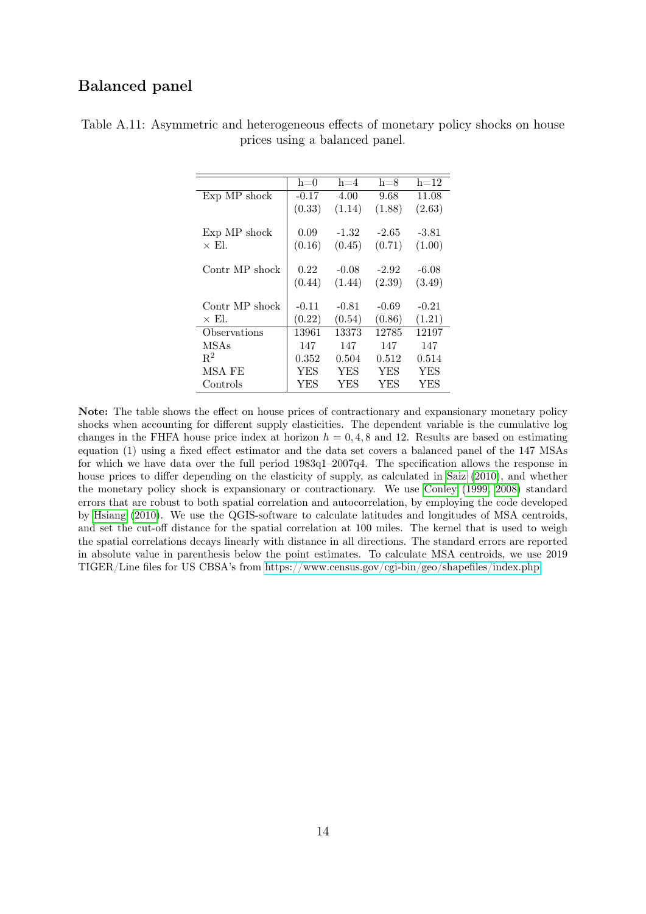## Balanced panel

Table A.11: Asymmetric and heterogeneous effects of monetary policy shocks on house prices using a balanced panel.

| | h=0 | h=4 | h=8 | h=12 |
|---|---|---|---|---|
| Exp MP shock | -0.17 | 4.00 | 9.68 | 11.08 |
| | (0.33) | (1.14) | (1.88) | (2.63) |
| Exp MP shock × El. | 0.09 | -1.32 | -2.65 | -3.81 |
| | (0.16) | (0.45) | (0.71) | (1.00) |
| Contr MP shock | 0.22 | -0.08 | -2.92 | -6.08 |
| | (0.44) | (1.44) | (2.39) | (3.49) |
| Contr MP shock × El. | -0.11 | -0.81 | -0.69 | -0.21 |
| | (0.22) | (0.54) | (0.86) | (1.21) |
| Observations | 13961 | 13373 | 12785 | 12197 |
| MSAs | 147 | 147 | 147 | 147 |
| $R^2$ | 0.352 | 0.504 | 0.512 | 0.514 |
| MSA FE | YES | YES | YES | YES |
| Controls | YES | YES | YES | YES |

**Note:** The table shows the effect on house prices of contractionary and expansionary monetary policy shocks when accounting for different supply elasticities. The dependent variable is the cumulative log changes in the FHFA house price index at horizon $h = 0, 4, 8$ and 12. Results are based on estimating equation (1) using a fixed effect estimator and the data set covers a balanced panel of the 147 MSAs for which we have data over the full period 1983q1–2007q4. The specification allows the response in house prices to differ depending on the elasticity of supply, as calculated in Saiz (2010), and whether the monetary policy shock is expansionary or contractionary. We use Conley (1999, 2008) standard errors that are robust to both spatial correlation and autocorrelation, by employing the code developed by Hsiang (2010). We use the QGIS-software to calculate latitudes and longitudes of MSA centroids, and set the cut-off distance for the spatial correlation at 100 miles. The kernel that is used to weigh the spatial correlations decays linearly with distance in all directions. The standard errors are reported in absolute value in parenthesis below the point estimates. To calculate MSA centroids, we use 2019 TIGER/Line files for US CBSA's from https://www.census.gov/cgi-bin/geo/shapefiles/index.php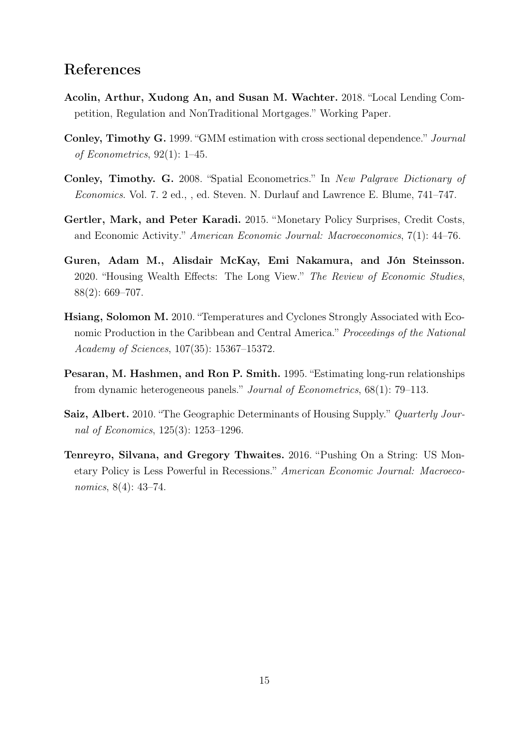## References

**Acolin, Arthur, Xudong An, and Susan M. Wachter.** 2018. "Local Lending Competition, Regulation and NonTraditional Mortgages." Working Paper.

**Conley, Timothy G.** 1999. "GMM estimation with cross sectional dependence." *Journal of Econometrics*, 92(1): 1–45.

**Conley, Timothy. G.** 2008. "Spatial Econometrics." In *New Palgrave Dictionary of Economics*. Vol. 7. 2 ed., , ed. Steven. N. Durlauf and Lawrence E. Blume, 741–747.

**Gertler, Mark, and Peter Karadi.** 2015. "Monetary Policy Surprises, Credit Costs, and Economic Activity." *American Economic Journal: Macroeconomics*, 7(1): 44–76.

**Guren, Adam M., Alisdair McKay, Emi Nakamura, and Jón Steinsson.** 2020. "Housing Wealth Effects: The Long View." *The Review of Economic Studies*, 88(2): 669–707.

**Hsiang, Solomon M.** 2010. "Temperatures and Cyclones Strongly Associated with Economic Production in the Caribbean and Central America." *Proceedings of the National Academy of Sciences*, 107(35): 15367–15372.

**Pesaran, M. Hashmen, and Ron P. Smith.** 1995. "Estimating long-run relationships from dynamic heterogeneous panels." *Journal of Econometrics*, 68(1): 79–113.

**Saiz, Albert.** 2010. "The Geographic Determinants of Housing Supply." *Quarterly Journal of Economics*, 125(3): 1253–1296.

**Tenreyro, Silvana, and Gregory Thwaites.** 2016. "Pushing On a String: US Monetary Policy is Less Powerful in Recessions." *American Economic Journal: Macroeconomics*, 8(4): 43–74.